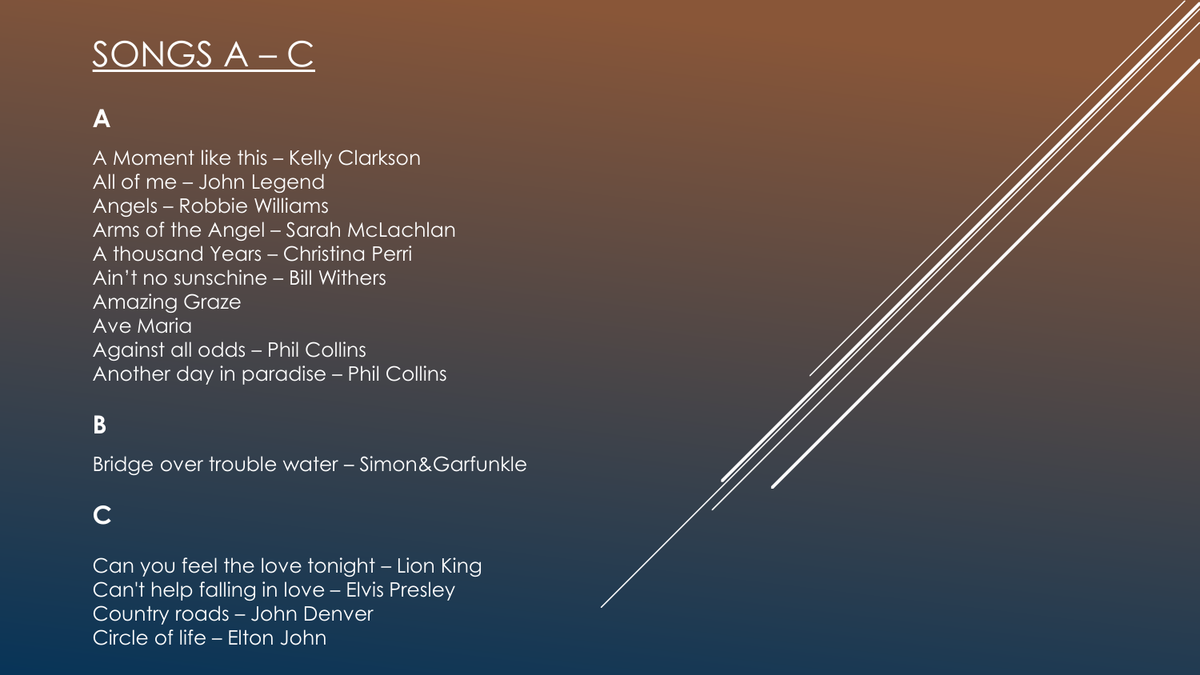# SONGS A – C

## A

A Moment like this – Kelly Clarkson
All of me – John Legend
Angels – Robbie Williams
Arms of the Angel – Sarah McLachlan
A thousand Years – Christina Perri
Ain't no sunschine – Bill Withers
Amazing Graze
Ave Maria
Against all odds – Phil Collins
Another day in paradise – Phil Collins

## B

Bridge over trouble water – Simon&Garfunkle

## C

Can you feel the love tonight – Lion King
Can't help falling in love – Elvis Presley
Country roads – John Denver
Circle of life – Elton John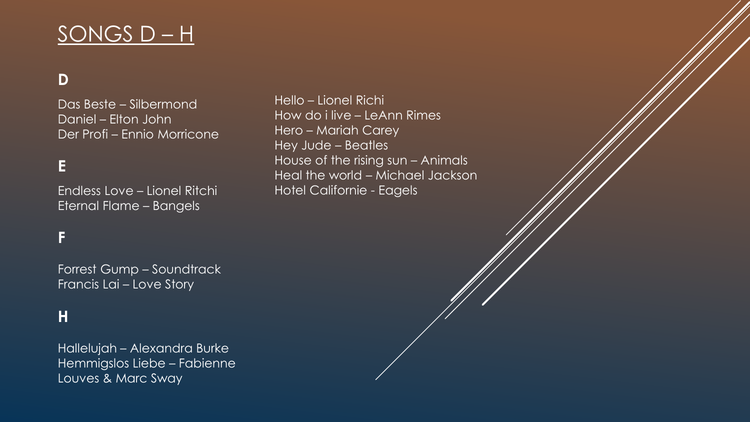# SONGS D – H

### D

Das Beste – Silbermond
Daniel – Elton John
Der Profi – Ennio Morricone

### E

Endless Love – Lionel Ritchi
Eternal Flame – Bangels

### F

Forrest Gump – Soundtrack
Francis Lai – Love Story

### H

Hallelujah – Alexandra Burke
Hemmigslos Liebe – Fabienne Louves & Marc Sway

Hello – Lionel Richi
How do i live – LeAnn Rimes
Hero – Mariah Carey
Hey Jude – Beatles
House of the rising sun – Animals
Heal the world – Michael Jackson
Hotel Californie - Eagels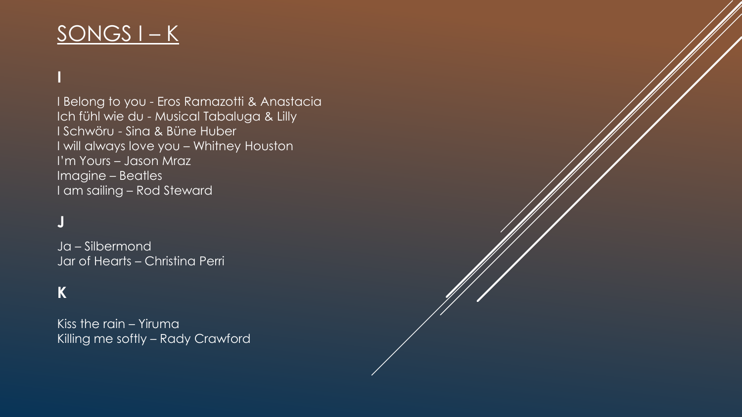# SONGS I – K

## I

I Belong to you - Eros Ramazotti & Anastacia
Ich fühl wie du - Musical Tabaluga & Lilly
I Schwöru - Sina & Büne Huber
I will always love you – Whitney Houston
I'm Yours – Jason Mraz
Imagine – Beatles
I am sailing – Rod Steward

## J

Ja – Silbermond
Jar of Hearts – Christina Perri

## K

Kiss the rain – Yiruma
Killing me softly – Rady Crawford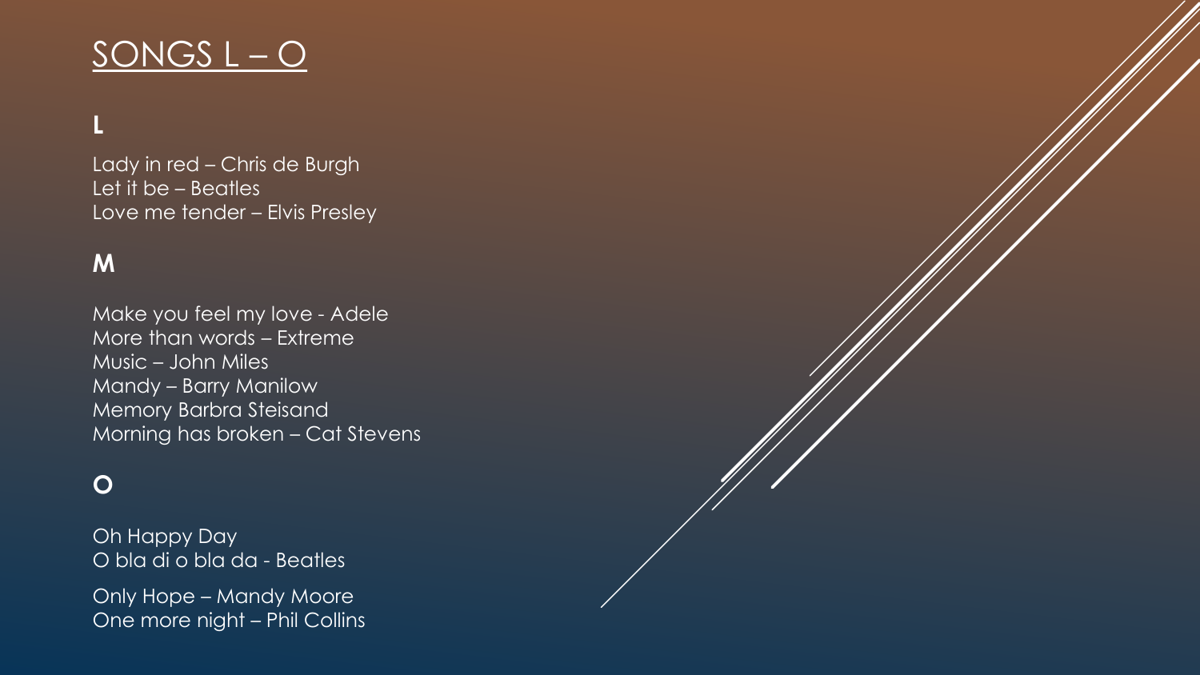# SONGS L – O

## L

Lady in red – Chris de Burgh
Let it be – Beatles
Love me tender – Elvis Presley

## M

Make you feel my love - Adele
More than words – Extreme
Music – John Miles
Mandy – Barry Manilow
Memory Barbra Steisand
Morning has broken – Cat Stevens

## O

Oh Happy Day
O bla di o bla da - Beatles

Only Hope – Mandy Moore
One more night – Phil Collins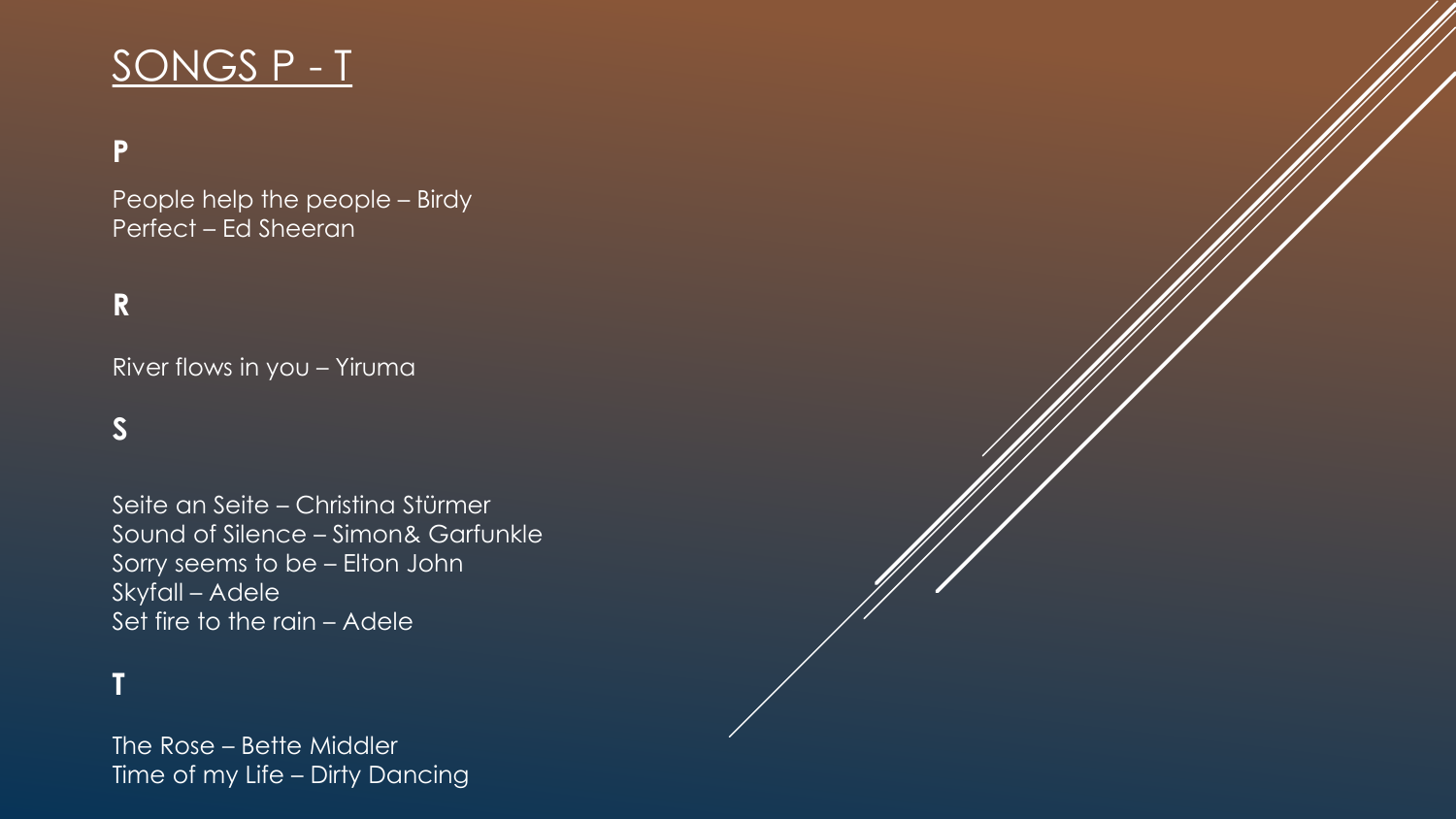# SONGS P - T

## P

People help the people – Birdy
Perfect – Ed Sheeran

## R

River flows in you – Yiruma

## S

Seite an Seite – Christina Stürmer
Sound of Silence – Simon& Garfunkle
Sorry seems to be – Elton John
Skyfall – Adele
Set fire to the rain – Adele

## T

The Rose – Bette Middler
Time of my Life – Dirty Dancing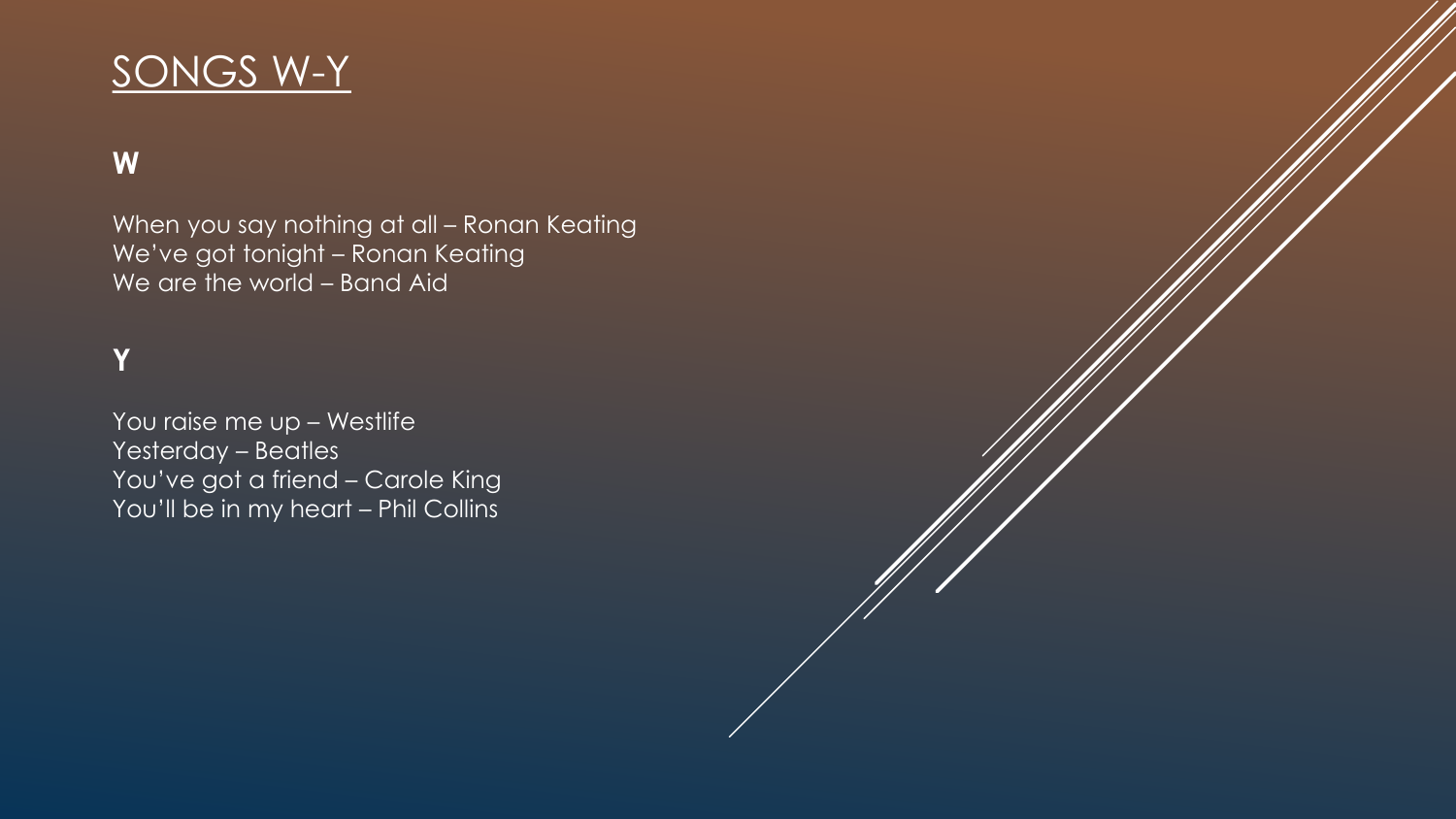# SONGS W-Y

**W**

When you say nothing at all – Ronan Keating
We've got tonight – Ronan Keating
We are the world – Band Aid

**Y**

You raise me up – Westlife
Yesterday – Beatles
You've got a friend – Carole King
You'll be in my heart – Phil Collins